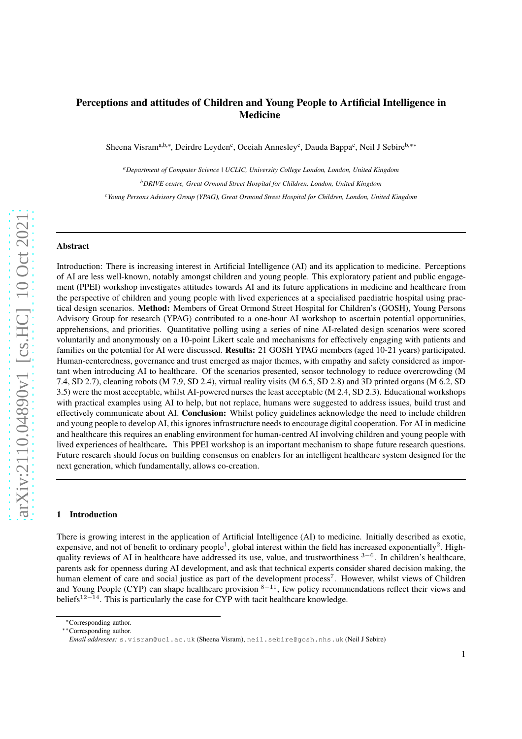# Perceptions and attitudes of Children and Young People to Artificial Intelligence in Medicine

Sheena Visram[a,b,*], Deirdre Leyden[c], Oceiah Annesley[c], Dauda Bappa[c], Neil J Sebire[b,**]

[a] *Department of Computer Science | UCLIC, University College London, London, United Kingdom*

[b] *DRIVE centre, Great Ormond Street Hospital for Children, London, United Kingdom*

[c] *Young Persons Advisory Group (YPAG), Great Ormond Street Hospital for Children, London, United Kingdom*

## Abstract

Introduction: There is increasing interest in Artificial Intelligence (AI) and its application to medicine. Perceptions of AI are less well-known, notably amongst children and young people. This exploratory patient and public engagement (PPEI) workshop investigates attitudes towards AI and its future applications in medicine and healthcare from the perspective of children and young people with lived experiences at a specialised paediatric hospital using practical design scenarios. **Method:** Members of Great Ormond Street Hospital for Children's (GOSH), Young Persons Advisory Group for research (YPAG) contributed to a one-hour AI workshop to ascertain potential opportunities, apprehensions, and priorities. Quantitative polling using a series of nine AI-related design scenarios were scored voluntarily and anonymously on a 10-point Likert scale and mechanisms for effectively engaging with patients and families on the potential for AI were discussed. **Results:** 21 GOSH YPAG members (aged 10-21 years) participated. Human-centeredness, governance and trust emerged as major themes, with empathy and safety considered as important when introducing AI to healthcare. Of the scenarios presented, sensor technology to reduce overcrowding (M 7.4, SD 2.7), cleaning robots (M 7.9, SD 2.4), virtual reality visits (M 6.5, SD 2.8) and 3D printed organs (M 6.2, SD 3.5) were the most acceptable, whilst AI-powered nurses the least acceptable (M 2.4, SD 2.3). Educational workshops with practical examples using AI to help, but not replace, humans were suggested to address issues, build trust and effectively communicate about AI. **Conclusion:** Whilst policy guidelines acknowledge the need to include children and young people to develop AI, this ignores infrastructure needs to encourage digital cooperation. For AI in medicine and healthcare this requires an enabling environment for human-centred AI involving children and young people with lived experiences of healthcare**.** This PPEI workshop is an important mechanism to shape future research questions. Future research should focus on building consensus on enablers for an intelligent healthcare system designed for the next generation, which fundamentally, allows co-creation.

## 1 Introduction

There is growing interest in the application of Artificial Intelligence (AI) to medicine. Initially described as exotic, expensive, and not of benefit to ordinary people[1], global interest within the field has increased exponentially[2]. High-quality reviews of AI in healthcare have addressed its use, value, and trustworthiness [3-6]. In children's healthcare, parents ask for openness during AI development, and ask that technical experts consider shared decision making, the human element of care and social justice as part of the development process[7]. However, whilst views of Children and Young People (CYP) can shape healthcare provision [8-11], few policy recommendations reflect their views and beliefs[12-14]. This is particularly the case for CYP with tacit healthcare knowledge.

*Corresponding author.
**Corresponding author.
*Email addresses:* s.visram@ucl.ac.uk (Sheena Visram), neil.sebire@gosh.nhs.uk (Neil J Sebire)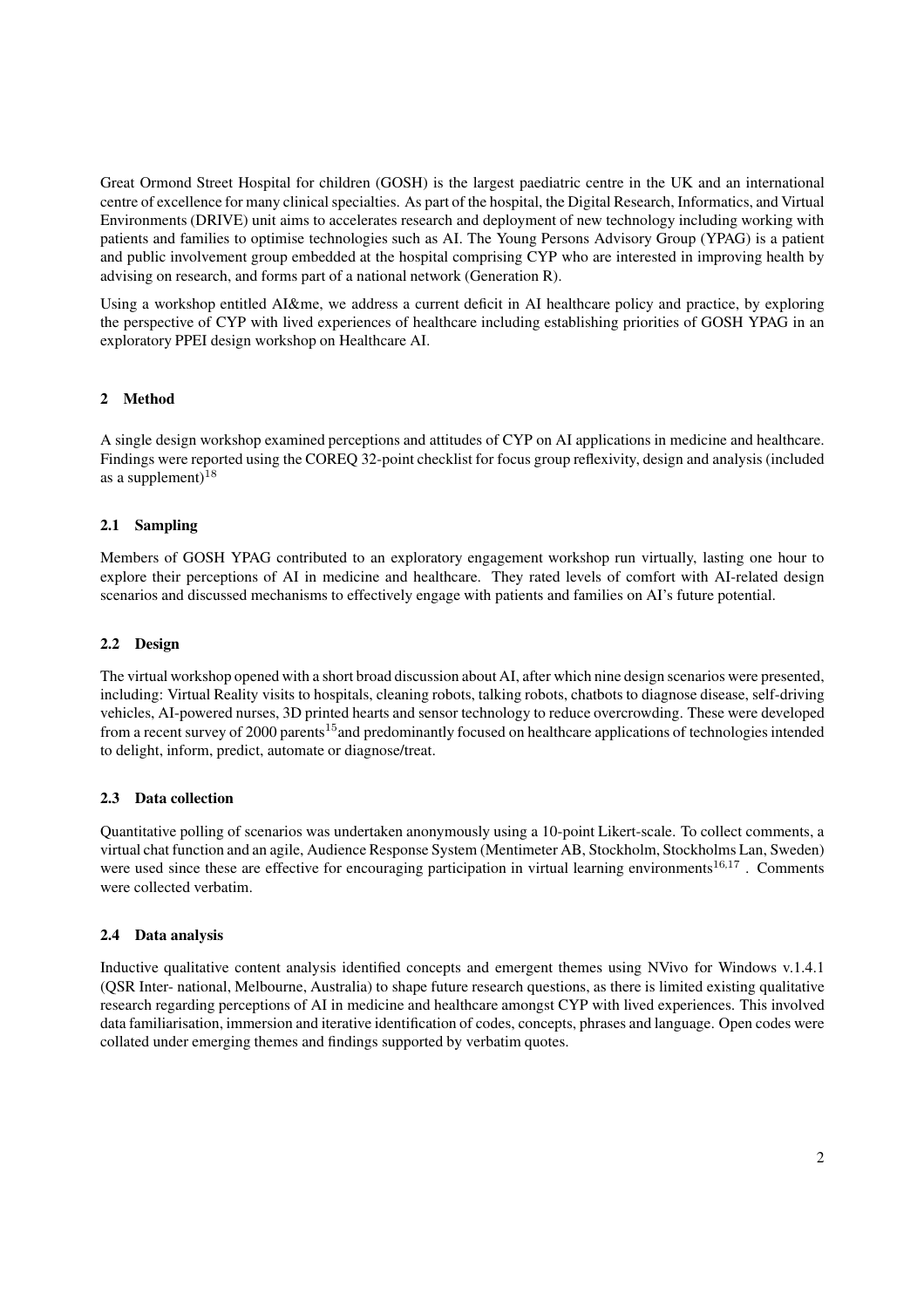Great Ormond Street Hospital for children (GOSH) is the largest paediatric centre in the UK and an international centre of excellence for many clinical specialties. As part of the hospital, the Digital Research, Informatics, and Virtual Environments (DRIVE) unit aims to accelerates research and deployment of new technology including working with patients and families to optimise technologies such as AI. The Young Persons Advisory Group (YPAG) is a patient and public involvement group embedded at the hospital comprising CYP who are interested in improving health by advising on research, and forms part of a national network (Generation R).

Using a workshop entitled AI&me, we address a current deficit in AI healthcare policy and practice, by exploring the perspective of CYP with lived experiences of healthcare including establishing priorities of GOSH YPAG in an exploratory PPEI design workshop on Healthcare AI.

## 2 Method

A single design workshop examined perceptions and attitudes of CYP on AI applications in medicine and healthcare. Findings were reported using the COREQ 32-point checklist for focus group reflexivity, design and analysis (included as a supplement)[18]

### 2.1 Sampling

Members of GOSH YPAG contributed to an exploratory engagement workshop run virtually, lasting one hour to explore their perceptions of AI in medicine and healthcare. They rated levels of comfort with AI-related design scenarios and discussed mechanisms to effectively engage with patients and families on AI's future potential.

### 2.2 Design

The virtual workshop opened with a short broad discussion about AI, after which nine design scenarios were presented, including: Virtual Reality visits to hospitals, cleaning robots, talking robots, chatbots to diagnose disease, self-driving vehicles, AI-powered nurses, 3D printed hearts and sensor technology to reduce overcrowding. These were developed from a recent survey of 2000 parents[15]and predominantly focused on healthcare applications of technologies intended to delight, inform, predict, automate or diagnose/treat.

### 2.3 Data collection

Quantitative polling of scenarios was undertaken anonymously using a 10-point Likert-scale. To collect comments, a virtual chat function and an agile, Audience Response System (Mentimeter AB, Stockholm, Stockholms Lan, Sweden) were used since these are effective for encouraging participation in virtual learning environments[16,17] . Comments were collected verbatim.

### 2.4 Data analysis

Inductive qualitative content analysis identified concepts and emergent themes using NVivo for Windows v.1.4.1 (QSR Inter- national, Melbourne, Australia) to shape future research questions, as there is limited existing qualitative research regarding perceptions of AI in medicine and healthcare amongst CYP with lived experiences. This involved data familiarisation, immersion and iterative identification of codes, concepts, phrases and language. Open codes were collated under emerging themes and findings supported by verbatim quotes.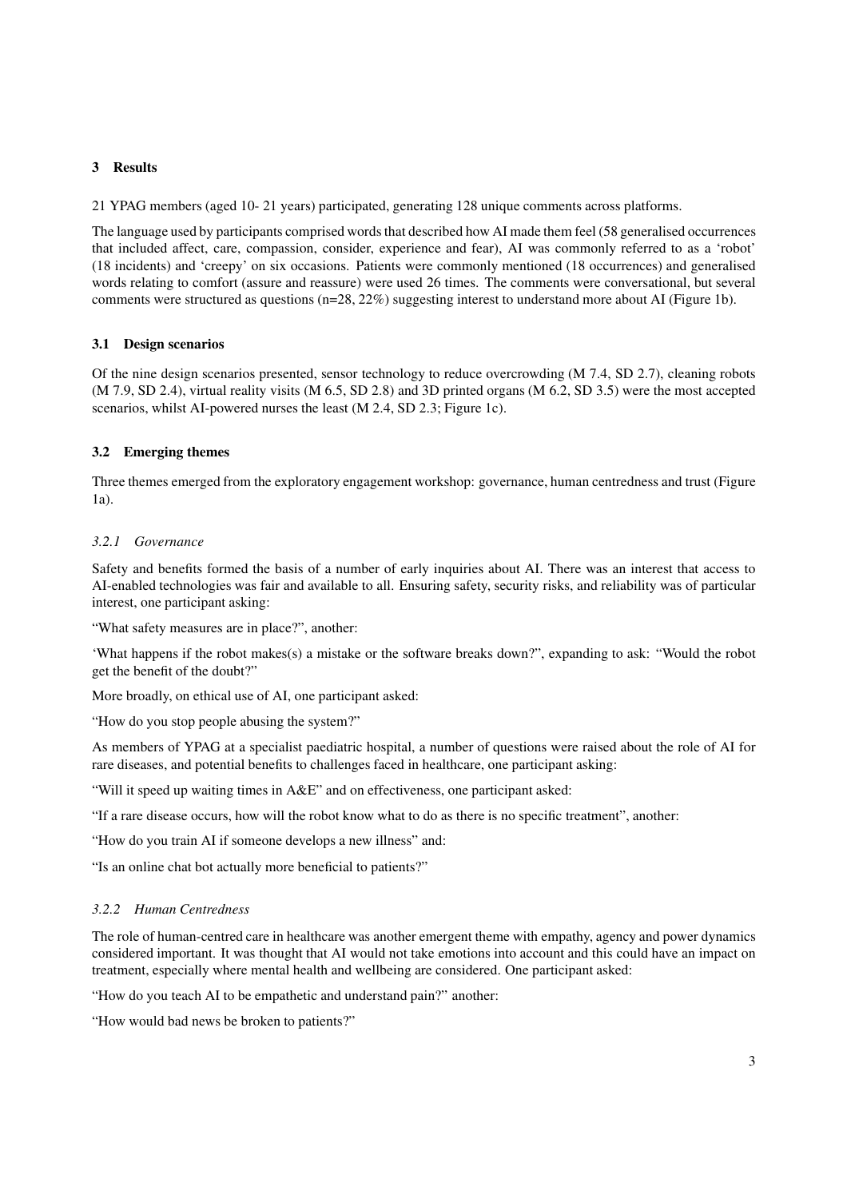## 3 Results

21 YPAG members (aged 10- 21 years) participated, generating 128 unique comments across platforms.

The language used by participants comprised words that described how AI made them feel (58 generalised occurrences that included affect, care, compassion, consider, experience and fear), AI was commonly referred to as a 'robot' (18 incidents) and 'creepy' on six occasions. Patients were commonly mentioned (18 occurrences) and generalised words relating to comfort (assure and reassure) were used 26 times. The comments were conversational, but several comments were structured as questions (n=28, 22%) suggesting interest to understand more about AI (Figure 1b).

### 3.1 Design scenarios

Of the nine design scenarios presented, sensor technology to reduce overcrowding (M 7.4, SD 2.7), cleaning robots (M 7.9, SD 2.4), virtual reality visits (M 6.5, SD 2.8) and 3D printed organs (M 6.2, SD 3.5) were the most accepted scenarios, whilst AI-powered nurses the least (M 2.4, SD 2.3; Figure 1c).

### 3.2 Emerging themes

Three themes emerged from the exploratory engagement workshop: governance, human centredness and trust (Figure 1a).

#### *3.2.1 Governance*

Safety and benefits formed the basis of a number of early inquiries about AI. There was an interest that access to AI-enabled technologies was fair and available to all. Ensuring safety, security risks, and reliability was of particular interest, one participant asking:

"What safety measures are in place?", another:

'What happens if the robot makes(s) a mistake or the software breaks down?", expanding to ask: "Would the robot get the benefit of the doubt?"

More broadly, on ethical use of AI, one participant asked:

"How do you stop people abusing the system?"

As members of YPAG at a specialist paediatric hospital, a number of questions were raised about the role of AI for rare diseases, and potential benefits to challenges faced in healthcare, one participant asking:

"Will it speed up waiting times in A&E" and on effectiveness, one participant asked:

"If a rare disease occurs, how will the robot know what to do as there is no specific treatment", another:

"How do you train AI if someone develops a new illness" and:

"Is an online chat bot actually more beneficial to patients?"

#### *3.2.2 Human Centredness*

The role of human-centred care in healthcare was another emergent theme with empathy, agency and power dynamics considered important. It was thought that AI would not take emotions into account and this could have an impact on treatment, especially where mental health and wellbeing are considered. One participant asked:

"How do you teach AI to be empathetic and understand pain?" another:

"How would bad news be broken to patients?"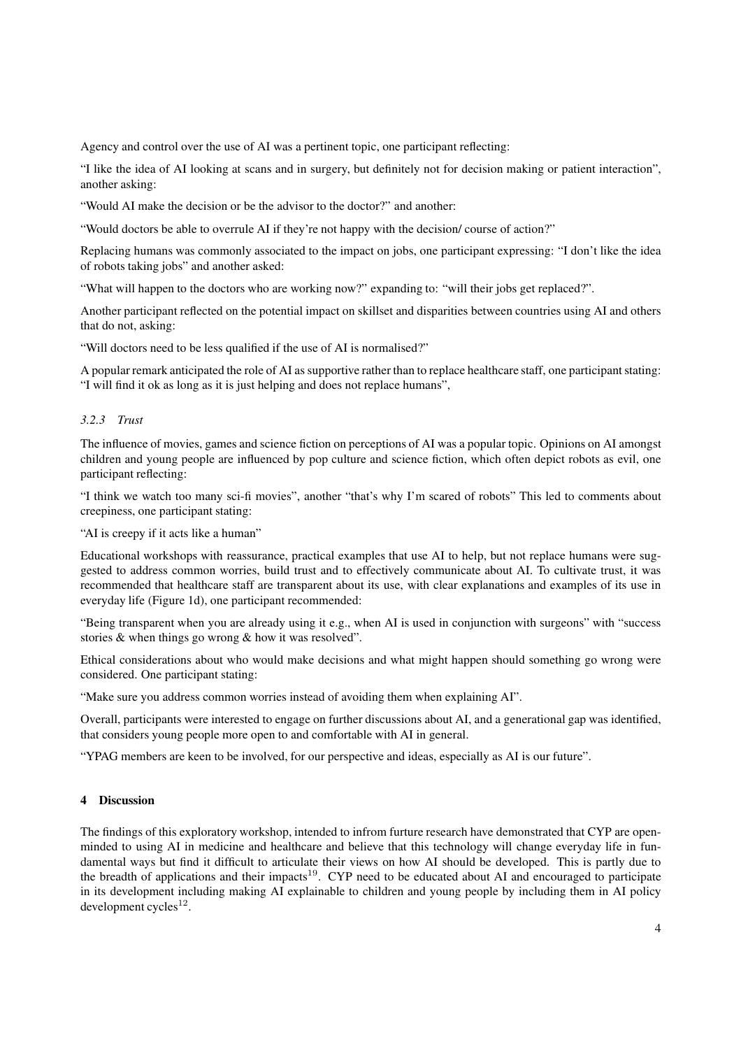Agency and control over the use of AI was a pertinent topic, one participant reflecting:

"I like the idea of AI looking at scans and in surgery, but definitely not for decision making or patient interaction", another asking:

"Would AI make the decision or be the advisor to the doctor?" and another:

"Would doctors be able to overrule AI if they're not happy with the decision/ course of action?"

Replacing humans was commonly associated to the impact on jobs, one participant expressing: "I don't like the idea of robots taking jobs" and another asked:

"What will happen to the doctors who are working now?" expanding to: "will their jobs get replaced?".

Another participant reflected on the potential impact on skillset and disparities between countries using AI and others that do not, asking:

"Will doctors need to be less qualified if the use of AI is normalised?"

A popular remark anticipated the role of AI as supportive rather than to replace healthcare staff, one participant stating: "I will find it ok as long as it is just helping and does not replace humans",

### *3.2.3 Trust*

The influence of movies, games and science fiction on perceptions of AI was a popular topic. Opinions on AI amongst children and young people are influenced by pop culture and science fiction, which often depict robots as evil, one participant reflecting:

"I think we watch too many sci-fi movies", another "that's why I'm scared of robots" This led to comments about creepiness, one participant stating:

"AI is creepy if it acts like a human"

Educational workshops with reassurance, practical examples that use AI to help, but not replace humans were suggested to address common worries, build trust and to effectively communicate about AI. To cultivate trust, it was recommended that healthcare staff are transparent about its use, with clear explanations and examples of its use in everyday life (Figure 1d), one participant recommended:

"Being transparent when you are already using it e.g., when AI is used in conjunction with surgeons" with "success stories & when things go wrong & how it was resolved".

Ethical considerations about who would make decisions and what might happen should something go wrong were considered. One participant stating:

"Make sure you address common worries instead of avoiding them when explaining AI".

Overall, participants were interested to engage on further discussions about AI, and a generational gap was identified, that considers young people more open to and comfortable with AI in general.

"YPAG members are keen to be involved, for our perspective and ideas, especially as AI is our future".

## 4 Discussion

The findings of this exploratory workshop, intended to infrom furture research have demonstrated that CYP are open-minded to using AI in medicine and healthcare and believe that this technology will change everyday life in fundamental ways but find it difficult to articulate their views on how AI should be developed. This is partly due to the breadth of applications and their impacts[19]. CYP need to be educated about AI and encouraged to participate in its development including making AI explainable to children and young people by including them in AI policy development cycles[12].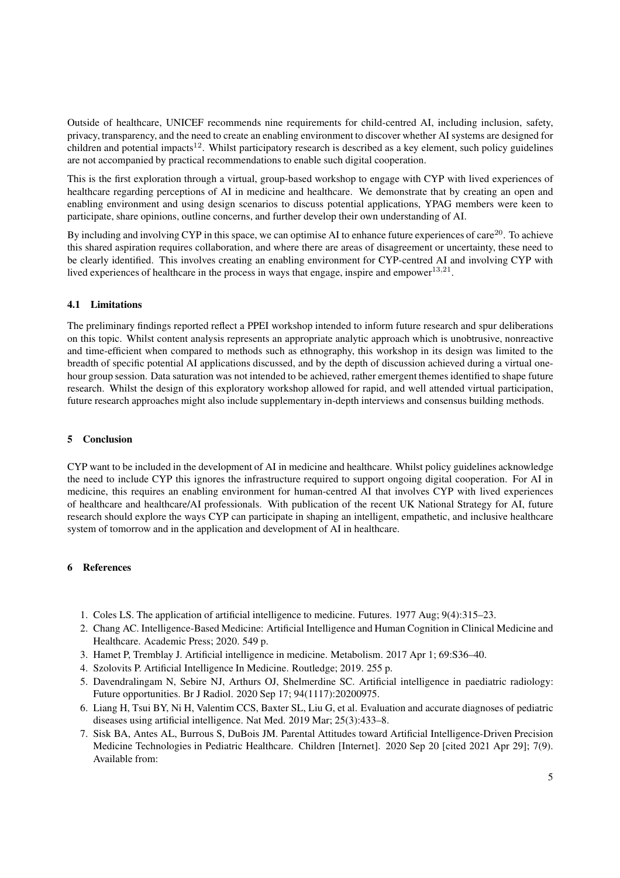Outside of healthcare, UNICEF recommends nine requirements for child-centred AI, including inclusion, safety, privacy, transparency, and the need to create an enabling environment to discover whether AI systems are designed for children and potential impacts[12]. Whilst participatory research is described as a key element, such policy guidelines are not accompanied by practical recommendations to enable such digital cooperation.

This is the first exploration through a virtual, group-based workshop to engage with CYP with lived experiences of healthcare regarding perceptions of AI in medicine and healthcare. We demonstrate that by creating an open and enabling environment and using design scenarios to discuss potential applications, YPAG members were keen to participate, share opinions, outline concerns, and further develop their own understanding of AI.

By including and involving CYP in this space, we can optimise AI to enhance future experiences of care[20]. To achieve this shared aspiration requires collaboration, and where there are areas of disagreement or uncertainty, these need to be clearly identified. This involves creating an enabling environment for CYP-centred AI and involving CYP with lived experiences of healthcare in the process in ways that engage, inspire and empower[13,21].

### 4.1 Limitations

The preliminary findings reported reflect a PPEI workshop intended to inform future research and spur deliberations on this topic. Whilst content analysis represents an appropriate analytic approach which is unobtrusive, nonreactive and time-efficient when compared to methods such as ethnography, this workshop in its design was limited to the breadth of specific potential AI applications discussed, and by the depth of discussion achieved during a virtual one-hour group session. Data saturation was not intended to be achieved, rather emergent themes identified to shape future research. Whilst the design of this exploratory workshop allowed for rapid, and well attended virtual participation, future research approaches might also include supplementary in-depth interviews and consensus building methods.

## 5 Conclusion

CYP want to be included in the development of AI in medicine and healthcare. Whilst policy guidelines acknowledge the need to include CYP this ignores the infrastructure required to support ongoing digital cooperation. For AI in medicine, this requires an enabling environment for human-centred AI that involves CYP with lived experiences of healthcare and healthcare/AI professionals. With publication of the recent UK National Strategy for AI, future research should explore the ways CYP can participate in shaping an intelligent, empathetic, and inclusive healthcare system of tomorrow and in the application and development of AI in healthcare.

## 6 References

1. Coles LS. The application of artificial intelligence to medicine. Futures. 1977 Aug; 9(4):315–23.
2. Chang AC. Intelligence-Based Medicine: Artificial Intelligence and Human Cognition in Clinical Medicine and Healthcare. Academic Press; 2020. 549 p.
3. Hamet P, Tremblay J. Artificial intelligence in medicine. Metabolism. 2017 Apr 1; 69:S36–40.
4. Szolovits P. Artificial Intelligence In Medicine. Routledge; 2019. 255 p.
5. Davendralingam N, Sebire NJ, Arthurs OJ, Shelmerdine SC. Artificial intelligence in paediatric radiology: Future opportunities. Br J Radiol. 2020 Sep 17; 94(1117):20200975.
6. Liang H, Tsui BY, Ni H, Valentim CCS, Baxter SL, Liu G, et al. Evaluation and accurate diagnoses of pediatric diseases using artificial intelligence. Nat Med. 2019 Mar; 25(3):433–8.
7. Sisk BA, Antes AL, Burrous S, DuBois JM. Parental Attitudes toward Artificial Intelligence-Driven Precision Medicine Technologies in Pediatric Healthcare. Children [Internet]. 2020 Sep 20 [cited 2021 Apr 29]; 7(9). Available from: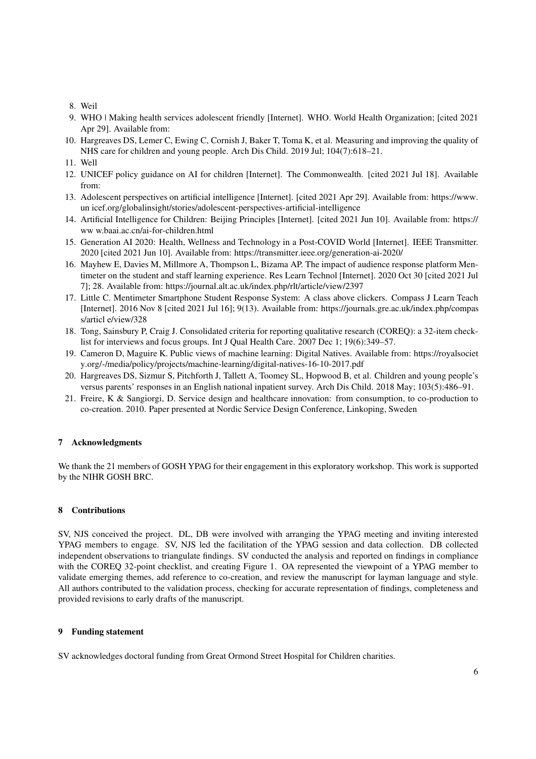8. Weil
9. WHO | Making health services adolescent friendly [Internet]. WHO. World Health Organization; [cited 2021 Apr 29]. Available from:
10. Hargreaves DS, Lemer C, Ewing C, Cornish J, Baker T, Toma K, et al. Measuring and improving the quality of NHS care for children and young people. Arch Dis Child. 2019 Jul; 104(7):618–21.
11. Well
12. UNICEF policy guidance on AI for children [Internet]. The Commonwealth. [cited 2021 Jul 18]. Available from:
13. Adolescent perspectives on artificial intelligence [Internet]. [cited 2021 Apr 29]. Available from: https://www.un icef.org/globalinsight/stories/adolescent-perspectives-artificial-intelligence
14. Artificial Intelligence for Children: Beijing Principles [Internet]. [cited 2021 Jun 10]. Available from: https://ww w.baai.ac.cn/ai-for-children.html
15. Generation AI 2020: Health, Wellness and Technology in a Post-COVID World [Internet]. IEEE Transmitter. 2020 [cited 2021 Jun 10]. Available from: https://transmitter.ieee.org/generation-ai-2020/
16. Mayhew E, Davies M, Millmore A, Thompson L, Bizama AP. The impact of audience response platform Mentimeter on the student and staff learning experience. Res Learn Technol [Internet]. 2020 Oct 30 [cited 2021 Jul 7]; 28. Available from: https://journal.alt.ac.uk/index.php/rlt/article/view/2397
17. Little C. Mentimeter Smartphone Student Response System: A class above clickers. Compass J Learn Teach [Internet]. 2016 Nov 8 [cited 2021 Jul 16]; 9(13). Available from: https://journals.gre.ac.uk/index.php/compas s/articl e/view/328
18. Tong, Sainsbury P, Craig J. Consolidated criteria for reporting qualitative research (COREQ): a 32-item checklist for interviews and focus groups. Int J Qual Health Care. 2007 Dec 1; 19(6):349–57.
19. Cameron D, Maguire K. Public views of machine learning: Digital Natives. Available from: https://royalsociet y.org/-/media/policy/projects/machine-learning/digital-natives-16-10-2017.pdf
20. Hargreaves DS, Sizmur S, Pitchforth J, Tallett A, Toomey SL, Hopwood B, et al. Children and young people's versus parents' responses in an English national inpatient survey. Arch Dis Child. 2018 May; 103(5):486–91.
21. Freire, K & Sangiorgi, D. Service design and healthcare innovation: from consumption, to co-production to co-creation. 2010. Paper presented at Nordic Service Design Conference, Linkoping, Sweden

## 7 Acknowledgments

We thank the 21 members of GOSH YPAG for their engagement in this exploratory workshop. This work is supported by the NIHR GOSH BRC.

## 8 Contributions

SV, NJS conceived the project. DL, DB were involved with arranging the YPAG meeting and inviting interested YPAG members to engage. SV, NJS led the facilitation of the YPAG session and data collection. DB collected independent observations to triangulate findings. SV conducted the analysis and reported on findings in compliance with the COREQ 32-point checklist, and creating Figure 1. OA represented the viewpoint of a YPAG member to validate emerging themes, add reference to co-creation, and review the manuscript for layman language and style. All authors contributed to the validation process, checking for accurate representation of findings, completeness and provided revisions to early drafts of the manuscript.

## 9 Funding statement

SV acknowledges doctoral funding from Great Ormond Street Hospital for Children charities.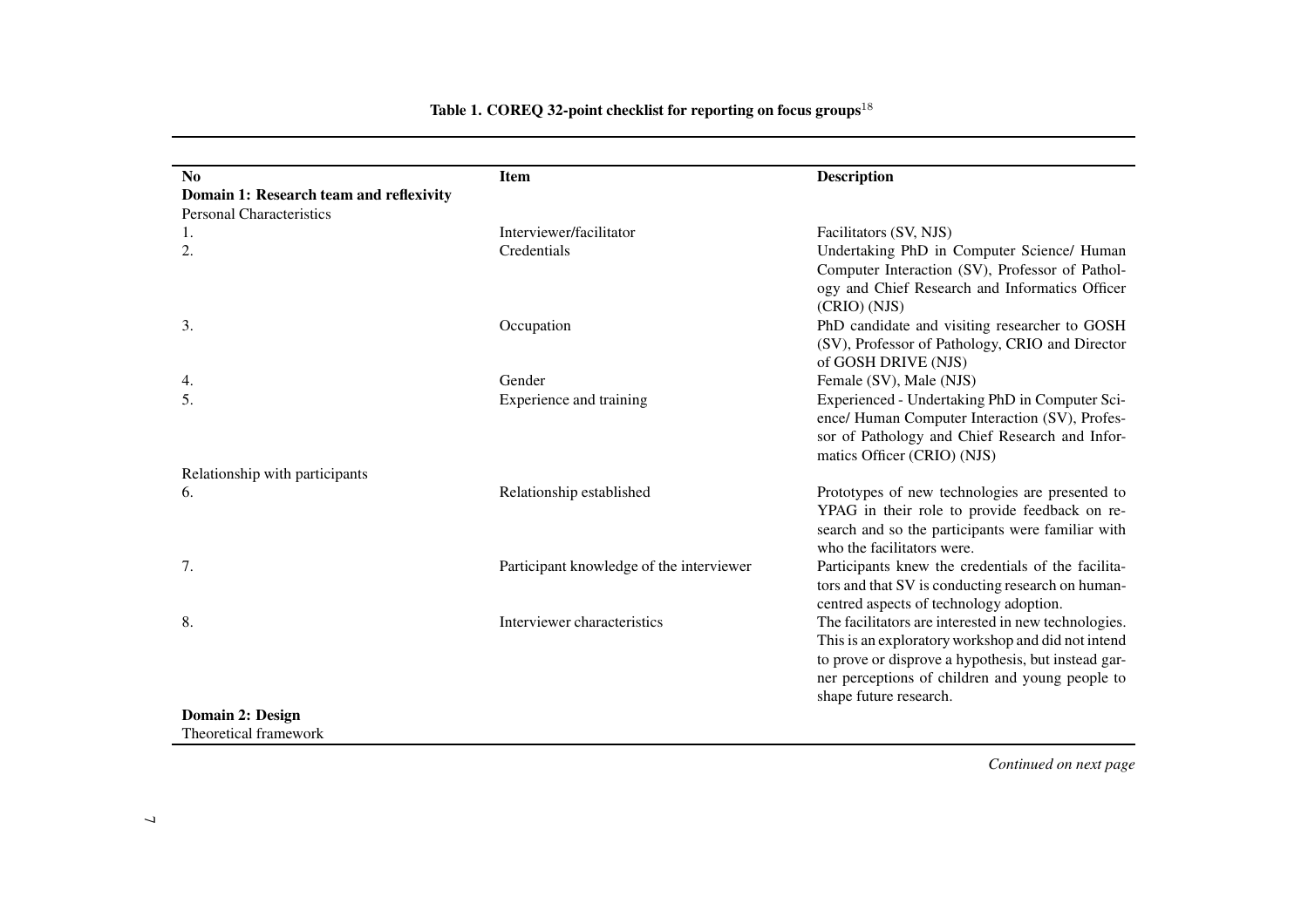**Table 1. COREQ 32-point checklist for reporting on focus groups**[18]

| No | Item | Description |
|---|---|---|
| **Domain 1: Research team and reflexivity** | | |
| Personal Characteristics | | |
| 1. | Interviewer/facilitator | Facilitators (SV, NJS) |
| 2. | Credentials | Undertaking PhD in Computer Science/ Human Computer Interaction (SV), Professor of Pathology and Chief Research and Informatics Officer (CRIO) (NJS) |
| 3. | Occupation | PhD candidate and visiting researcher to GOSH (SV), Professor of Pathology, CRIO and Director of GOSH DRIVE (NJS) |
| 4. | Gender | Female (SV), Male (NJS) |
| 5. | Experience and training | Experienced - Undertaking PhD in Computer Science/ Human Computer Interaction (SV), Professor of Pathology and Chief Research and Informatics Officer (CRIO) (NJS) |
| Relationship with participants | | |
| 6. | Relationship established | Prototypes of new technologies are presented to YPAG in their role to provide feedback on research and so the participants were familiar with who the facilitators were. |
| 7. | Participant knowledge of the interviewer | Participants knew the credentials of the facilitators and that SV is conducting research on human-centred aspects of technology adoption. |
| 8. | Interviewer characteristics | The facilitators are interested in new technologies. This is an exploratory workshop and did not intend to prove or disprove a hypothesis, but instead garner perceptions of children and young people to shape future research. |
| **Domain 2: Design** | | |
| Theoretical framework | | |

*Continued on next page*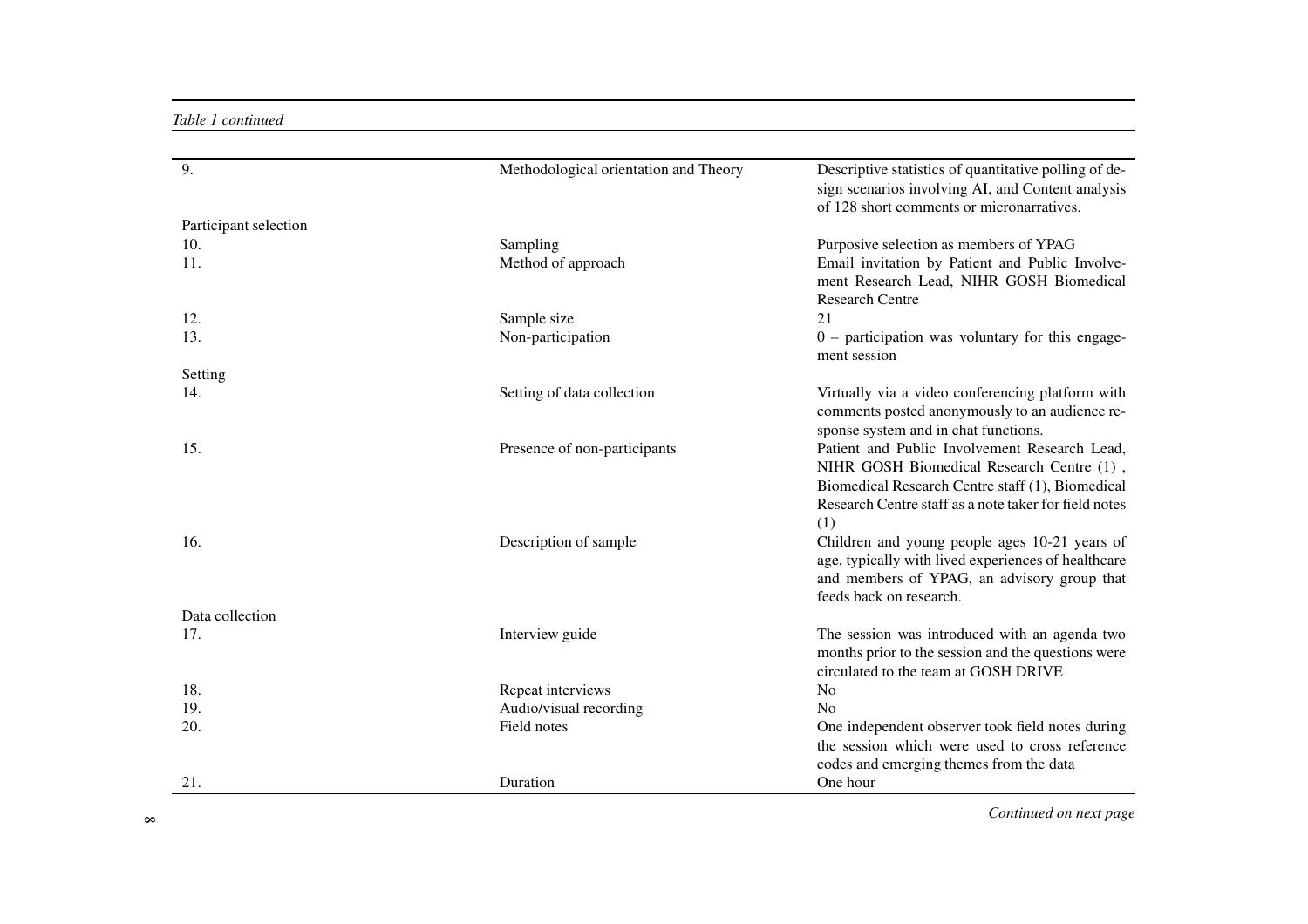*Table 1 continued*

| | | |
|---|---|---|
| 9. | Methodological orientation and Theory | Descriptive statistics of quantitative polling of design scenarios involving AI, and Content analysis of 128 short comments or micronarratives. |
| Participant selection | | |
| 10. | Sampling | Purposive selection as members of YPAG |
| 11. | Method of approach | Email invitation by Patient and Public Involvement Research Lead, NIHR GOSH Biomedical Research Centre |
| 12. | Sample size | 21 |
| 13. | Non-participation | 0 – participation was voluntary for this engagement session |
| Setting | | |
| 14. | Setting of data collection | Virtually via a video conferencing platform with comments posted anonymously to an audience response system and in chat functions. |
| 15. | Presence of non-participants | Patient and Public Involvement Research Lead, NIHR GOSH Biomedical Research Centre (1) , Biomedical Research Centre staff (1), Biomedical Research Centre staff as a note taker for field notes (1) |
| 16. | Description of sample | Children and young people ages 10-21 years of age, typically with lived experiences of healthcare and members of YPAG, an advisory group that feeds back on research. |
| Data collection | | |
| 17. | Interview guide | The session was introduced with an agenda two months prior to the session and the questions were circulated to the team at GOSH DRIVE |
| 18. | Repeat interviews | No |
| 19. | Audio/visual recording | No |
| 20. | Field notes | One independent observer took field notes during the session which were used to cross reference codes and emerging themes from the data |
| 21. | Duration | One hour |

*Continued on next page*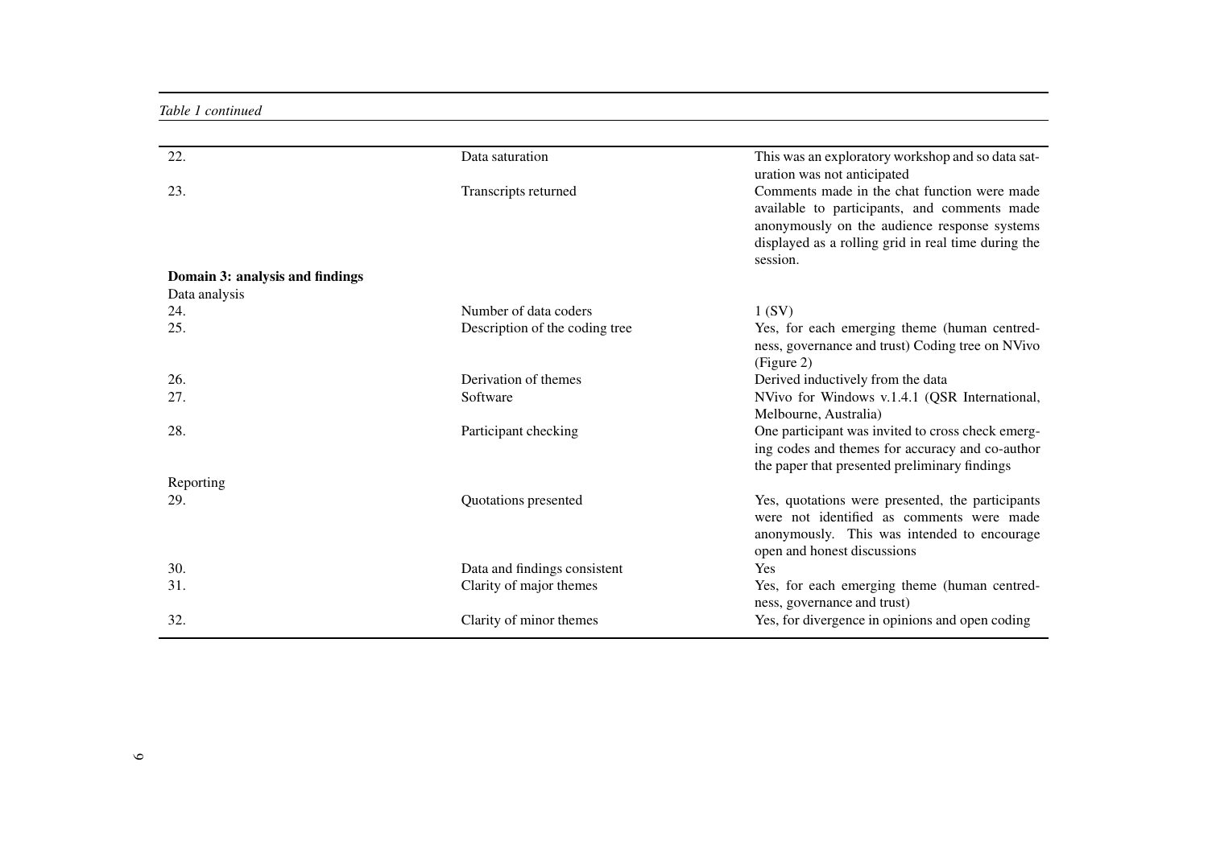*Table 1 continued*

| | | |
|---|---|---|
| 22. | Data saturation | This was an exploratory workshop and so data saturation was not anticipated |
| 23. | Transcripts returned | Comments made in the chat function were made available to participants, and comments made anonymously on the audience response systems displayed as a rolling grid in real time during the session. |
| **Domain 3: analysis and findings** | | |
| Data analysis | | |
| 24. | Number of data coders | 1 (SV) |
| 25. | Description of the coding tree | Yes, for each emerging theme (human centredness, governance and trust) Coding tree on NVivo (Figure 2) |
| 26. | Derivation of themes | Derived inductively from the data |
| 27. | Software | NVivo for Windows v.1.4.1 (QSR International, Melbourne, Australia) |
| 28. | Participant checking | One participant was invited to cross check emerging codes and themes for accuracy and co-author the paper that presented preliminary findings |
| Reporting | | |
| 29. | Quotations presented | Yes, quotations were presented, the participants were not identified as comments were made anonymously. This was intended to encourage open and honest discussions |
| 30. | Data and findings consistent | Yes |
| 31. | Clarity of major themes | Yes, for each emerging theme (human centredness, governance and trust) |
| 32. | Clarity of minor themes | Yes, for divergence in opinions and open coding |